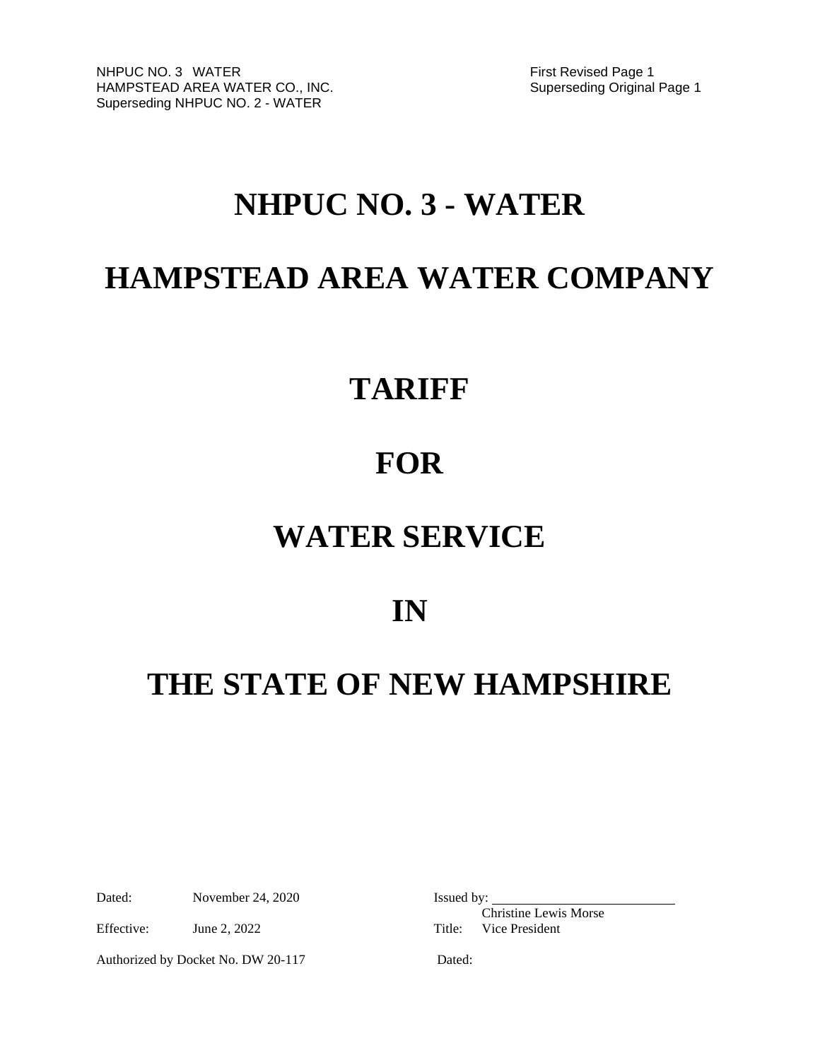NHPUC NO. 3 WATER
HAMPSTEAD AREA WATER CO., INC.
Superseding NHPUC NO. 2 - WATER

First Revised Page 1
Superseding Original Page 1

# NHPUC NO. 3 - WATER

# HAMPSTEAD AREA WATER COMPANY

# TARIFF

# FOR

# WATER SERVICE

# IN

# THE STATE OF NEW HAMPSHIRE

Dated: November 24, 2020

Effective: June 2, 2022

Authorized by Docket No. DW 20-117

Issued by: ____________________________
Christine Lewis Morse

Title: Vice President

Dated: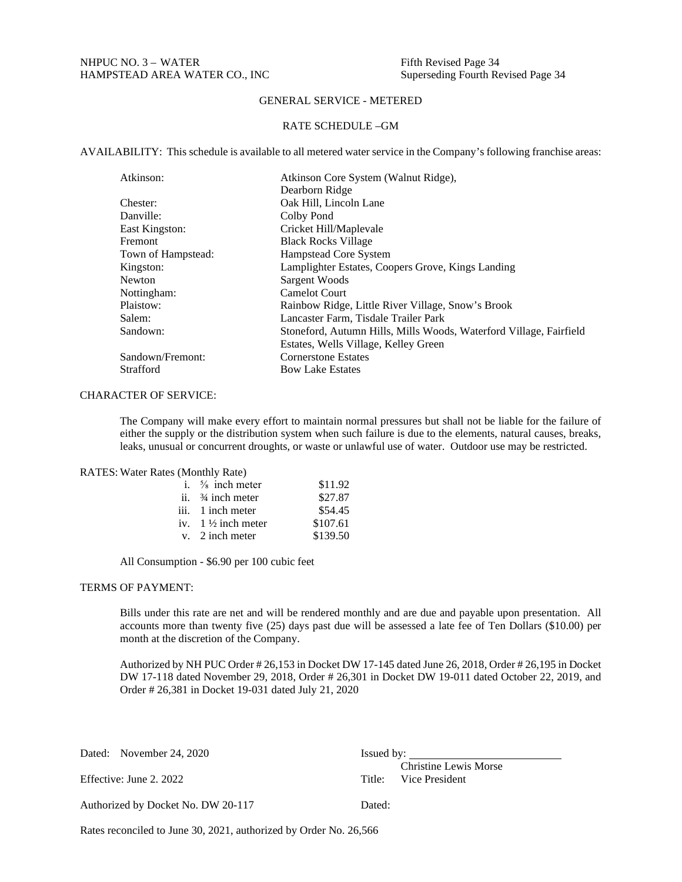NHPUC NO. 3 – WATER
HAMPSTEAD AREA WATER CO., INC

Fifth Revised Page 34
Superseding Fourth Revised Page 34

## GENERAL SERVICE - METERED

### RATE SCHEDULE –GM

AVAILABILITY: This schedule is available to all metered water service in the Company's following franchise areas:

| | |
|---|---|
| Atkinson: | Atkinson Core System (Walnut Ridge), Dearborn Ridge |
| Chester: | Oak Hill, Lincoln Lane |
| Danville: | Colby Pond |
| East Kingston: | Cricket Hill/Maplevale |
| Fremont | Black Rocks Village |
| Town of Hampstead: | Hampstead Core System |
| Kingston: | Lamplighter Estates, Coopers Grove, Kings Landing |
| Newton | Sargent Woods |
| Nottingham: | Camelot Court |
| Plaistow: | Rainbow Ridge, Little River Village, Snow's Brook |
| Salem: | Lancaster Farm, Tisdale Trailer Park |
| Sandown: | Stoneford, Autumn Hills, Mills Woods, Waterford Village, Fairfield Estates, Wells Village, Kelley Green |
| Sandown/Fremont: | Cornerstone Estates |
| Strafford | Bow Lake Estates |

CHARACTER OF SERVICE:

The Company will make every effort to maintain normal pressures but shall not be liable for the failure of either the supply or the distribution system when such failure is due to the elements, natural causes, breaks, leaks, unusual or concurrent droughts, or waste or unlawful use of water. Outdoor use may be restricted.

RATES: Water Rates (Monthly Rate)

| | |
|---|---|
| i. ⅝ inch meter | \$11.92 |
| ii. ¾ inch meter | \$27.87 |
| iii. 1 inch meter | \$54.45 |
| iv. 1 ½ inch meter | \$107.61 |
| v. 2 inch meter | \$139.50 |

All Consumption - \$6.90 per 100 cubic feet

TERMS OF PAYMENT:

Bills under this rate are net and will be rendered monthly and are due and payable upon presentation. All accounts more than twenty five (25) days past due will be assessed a late fee of Ten Dollars (\$10.00) per month at the discretion of the Company.

Authorized by NH PUC Order # 26,153 in Docket DW 17-145 dated June 26, 2018, Order # 26,195 in Docket DW 17-118 dated November 29, 2018, Order # 26,301 in Docket DW 19-011 dated October 22, 2019, and Order # 26,381 in Docket 19-031 dated July 21, 2020

Dated: November 24, 2020

Effective: June 2. 2022

Authorized by Docket No. DW 20-117

Issued by: \_\_\_\_\_\_\_\_\_\_\_\_\_\_\_\_\_\_\_\_\_\_\_\_\_\_\_
Christine Lewis Morse
Title: Vice President

Dated:

Rates reconciled to June 30, 2021, authorized by Order No. 26,566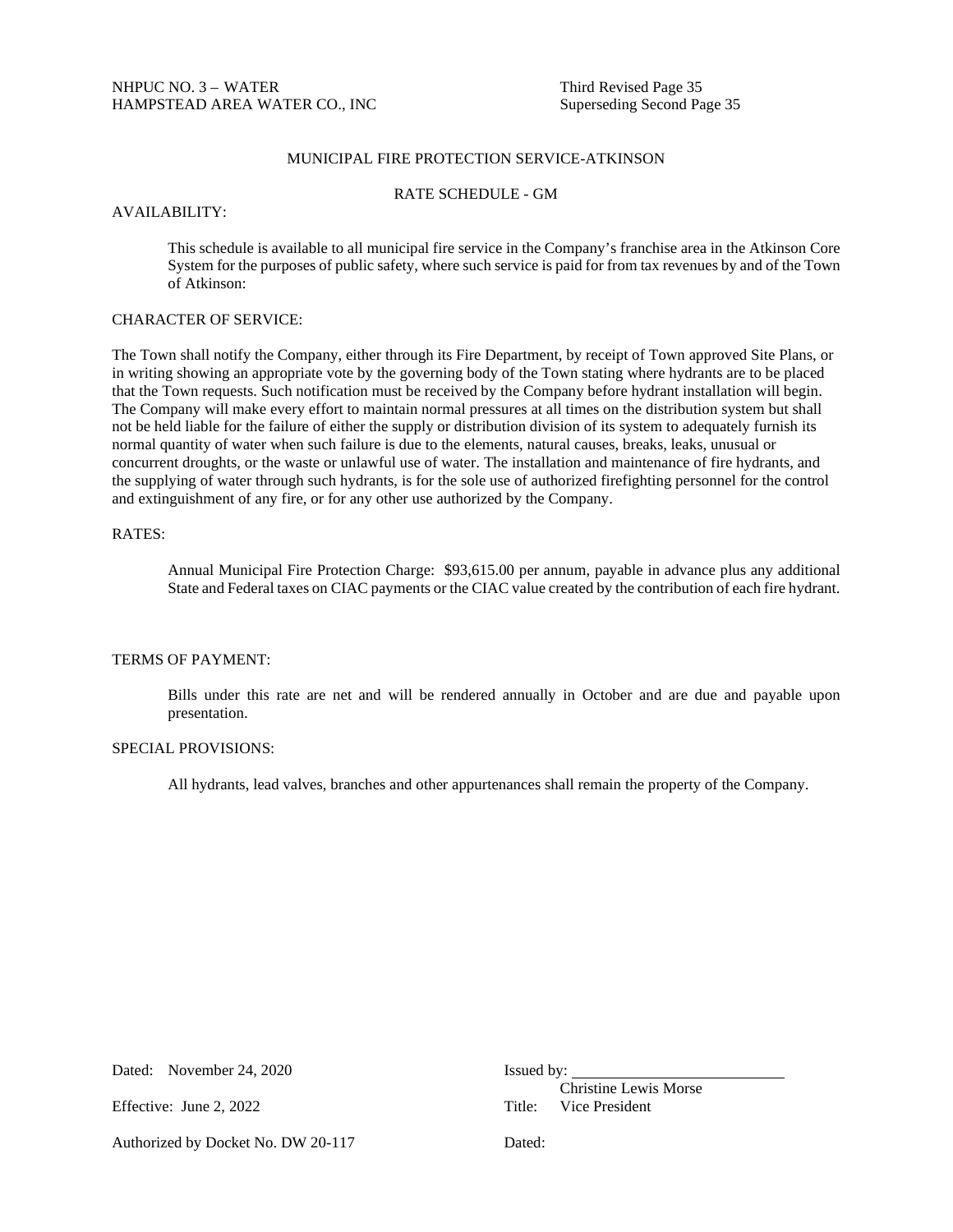NHPUC NO. 3 – WATER
HAMPSTEAD AREA WATER CO., INC

Third Revised Page 35
Superseding Second Page 35

## MUNICIPAL FIRE PROTECTION SERVICE-ATKINSON

### RATE SCHEDULE - GM

AVAILABILITY:

This schedule is available to all municipal fire service in the Company's franchise area in the Atkinson Core System for the purposes of public safety, where such service is paid for from tax revenues by and of the Town of Atkinson:

CHARACTER OF SERVICE:

The Town shall notify the Company, either through its Fire Department, by receipt of Town approved Site Plans, or in writing showing an appropriate vote by the governing body of the Town stating where hydrants are to be placed that the Town requests. Such notification must be received by the Company before hydrant installation will begin. The Company will make every effort to maintain normal pressures at all times on the distribution system but shall not be held liable for the failure of either the supply or distribution division of its system to adequately furnish its normal quantity of water when such failure is due to the elements, natural causes, breaks, leaks, unusual or concurrent droughts, or the waste or unlawful use of water. The installation and maintenance of fire hydrants, and the supplying of water through such hydrants, is for the sole use of authorized firefighting personnel for the control and extinguishment of any fire, or for any other use authorized by the Company.

RATES:

Annual Municipal Fire Protection Charge: $93,615.00 per annum, payable in advance plus any additional State and Federal taxes on CIAC payments or the CIAC value created by the contribution of each fire hydrant.

TERMS OF PAYMENT:

Bills under this rate are net and will be rendered annually in October and are due and payable upon presentation.

SPECIAL PROVISIONS:

All hydrants, lead valves, branches and other appurtenances shall remain the property of the Company.

Dated: November 24, 2020

Effective: June 2, 2022

Authorized by Docket No. DW 20-117

Issued by: \_\_\_\_\_\_\_\_\_\_\_\_\_\_\_\_\_\_\_\_\_\_\_\_\_\_
Christine Lewis Morse
Title: Vice President

Dated: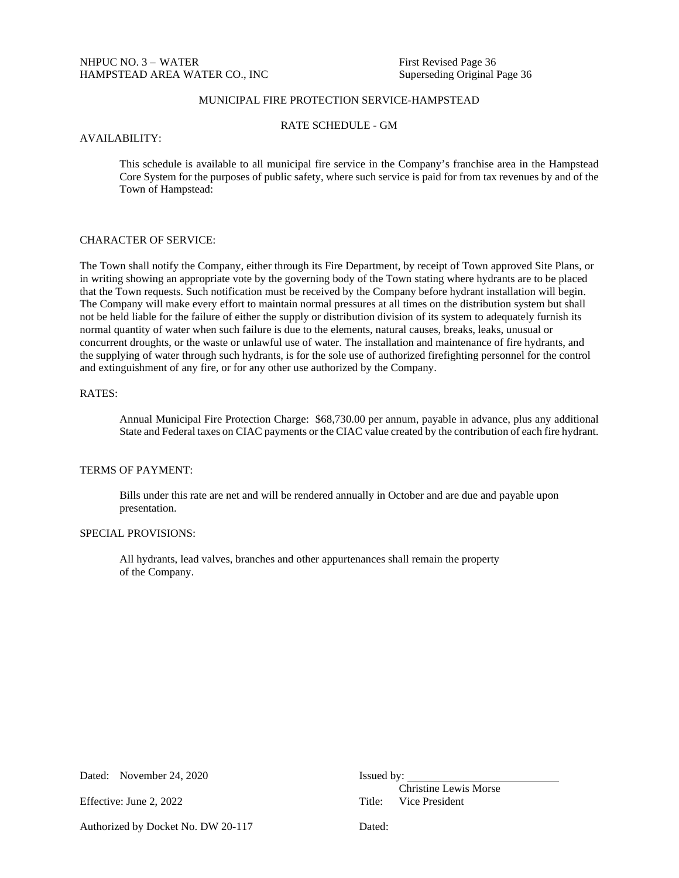NHPUC NO. 3 – WATER
HAMPSTEAD AREA WATER CO., INC

First Revised Page 36
Superseding Original Page 36

## MUNICIPAL FIRE PROTECTION SERVICE-HAMPSTEAD

### RATE SCHEDULE - GM

AVAILABILITY:

This schedule is available to all municipal fire service in the Company's franchise area in the Hampstead Core System for the purposes of public safety, where such service is paid for from tax revenues by and of the Town of Hampstead:

CHARACTER OF SERVICE:

The Town shall notify the Company, either through its Fire Department, by receipt of Town approved Site Plans, or in writing showing an appropriate vote by the governing body of the Town stating where hydrants are to be placed that the Town requests. Such notification must be received by the Company before hydrant installation will begin. The Company will make every effort to maintain normal pressures at all times on the distribution system but shall not be held liable for the failure of either the supply or distribution division of its system to adequately furnish its normal quantity of water when such failure is due to the elements, natural causes, breaks, leaks, unusual or concurrent droughts, or the waste or unlawful use of water. The installation and maintenance of fire hydrants, and the supplying of water through such hydrants, is for the sole use of authorized firefighting personnel for the control and extinguishment of any fire, or for any other use authorized by the Company.

RATES:

Annual Municipal Fire Protection Charge: $68,730.00 per annum, payable in advance, plus any additional State and Federal taxes on CIAC payments or the CIAC value created by the contribution of each fire hydrant.

TERMS OF PAYMENT:

Bills under this rate are net and will be rendered annually in October and are due and payable upon presentation.

SPECIAL PROVISIONS:

All hydrants, lead valves, branches and other appurtenances shall remain the property of the Company.

Dated: November 24, 2020

Effective: June 2, 2022

Authorized by Docket No. DW 20-117

Issued by: ____________________
Christine Lewis Morse
Title: Vice President

Dated: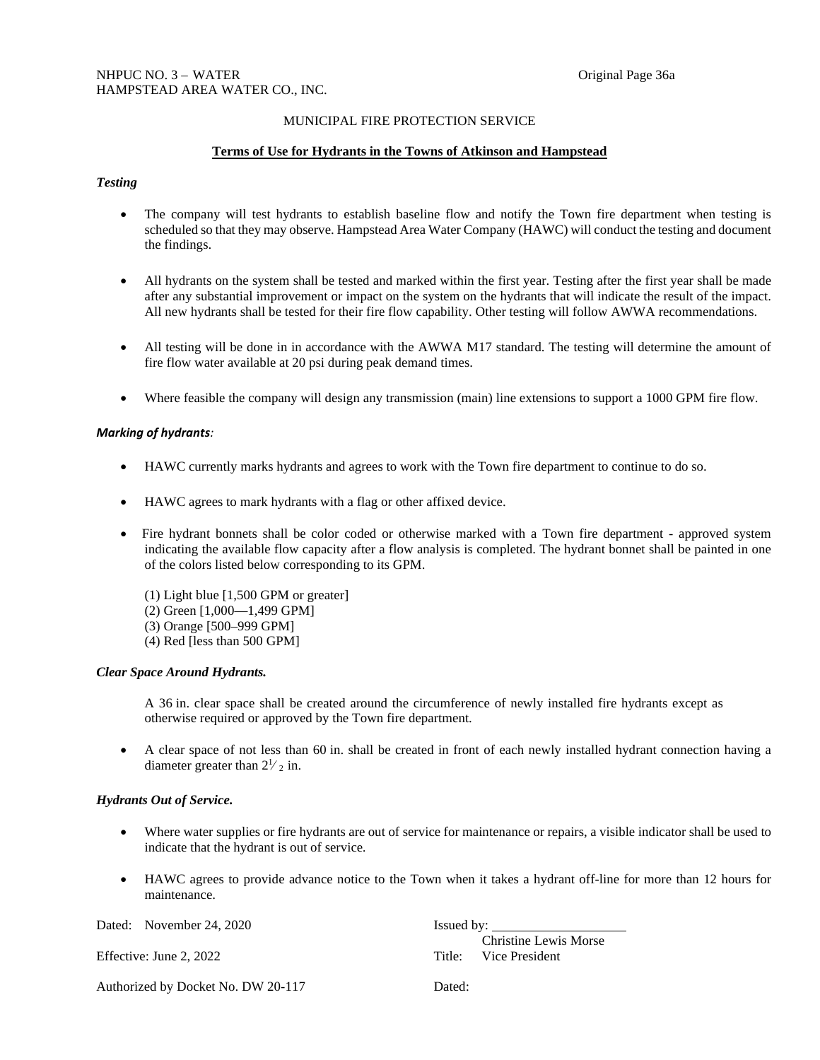MUNICIPAL FIRE PROTECTION SERVICE

## Terms of Use for Hydrants in the Towns of Atkinson and Hampstead

***Testing***

- The company will test hydrants to establish baseline flow and notify the Town fire department when testing is scheduled so that they may observe. Hampstead Area Water Company (HAWC) will conduct the testing and document the findings.
- All hydrants on the system shall be tested and marked within the first year. Testing after the first year shall be made after any substantial improvement or impact on the system on the hydrants that will indicate the result of the impact. All new hydrants shall be tested for their fire flow capability. Other testing will follow AWWA recommendations.
- All testing will be done in in accordance with the AWWA M17 standard. The testing will determine the amount of fire flow water available at 20 psi during peak demand times.
- Where feasible the company will design any transmission (main) line extensions to support a 1000 GPM fire flow.

***Marking of hydrants**:*

- HAWC currently marks hydrants and agrees to work with the Town fire department to continue to do so.
- HAWC agrees to mark hydrants with a flag or other affixed device.
- Fire hydrant bonnets shall be color coded or otherwise marked with a Town fire department - approved system indicating the available flow capacity after a flow analysis is completed. The hydrant bonnet shall be painted in one of the colors listed below corresponding to its GPM.

  (1) Light blue [1,500 GPM or greater]
  (2) Green [1,000—1,499 GPM]
  (3) Orange [500–999 GPM]
  (4) Red [less than 500 GPM]

***Clear Space Around Hydrants.***

A 36 in. clear space shall be created around the circumference of newly installed fire hydrants except as otherwise required or approved by the Town fire department.

- A clear space of not less than 60 in. shall be created in front of each newly installed hydrant connection having a diameter greater than 2½ in.

***Hydrants Out of Service.***

- Where water supplies or fire hydrants are out of service for maintenance or repairs, a visible indicator shall be used to indicate that the hydrant is out of service.
- HAWC agrees to provide advance notice to the Town when it takes a hydrant off-line for more than 12 hours for maintenance.

Dated: November 24, 2020

Effective: June 2, 2022

Authorized by Docket No. DW 20-117

Issued by: ____________________
Christine Lewis Morse
Title: Vice President

Dated: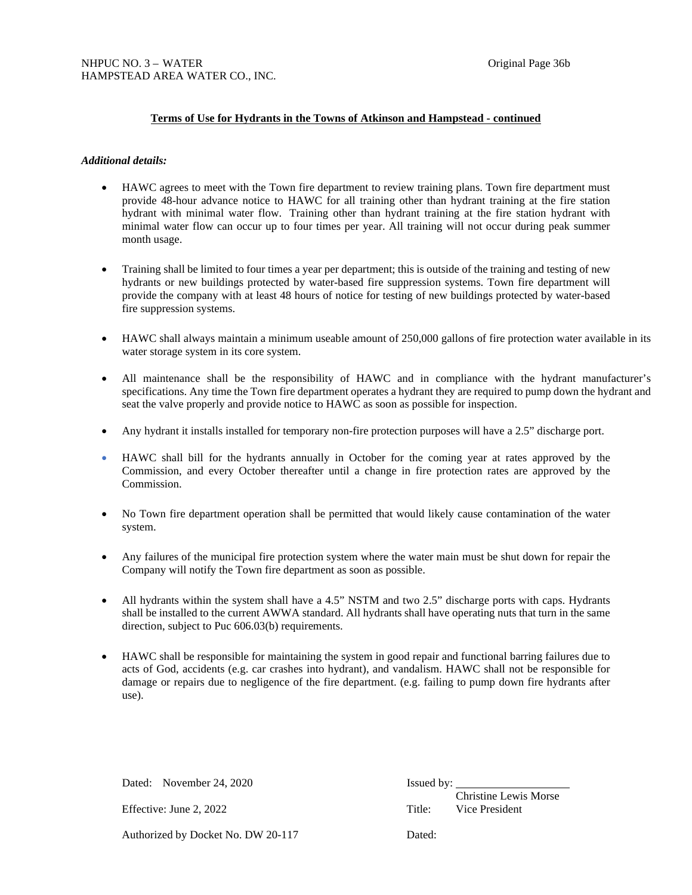NHPUC NO. 3 – WATER Original Page 36b
HAMPSTEAD AREA WATER CO., INC.

**Terms of Use for Hydrants in the Towns of Atkinson and Hampstead - continued**

***Additional details:***

- HAWC agrees to meet with the Town fire department to review training plans. Town fire department must provide 48-hour advance notice to HAWC for all training other than hydrant training at the fire station hydrant with minimal water flow. Training other than hydrant training at the fire station hydrant with minimal water flow can occur up to four times per year. All training will not occur during peak summer month usage.

- Training shall be limited to four times a year per department; this is outside of the training and testing of new hydrants or new buildings protected by water-based fire suppression systems. Town fire department will provide the company with at least 48 hours of notice for testing of new buildings protected by water-based fire suppression systems.

- HAWC shall always maintain a minimum useable amount of 250,000 gallons of fire protection water available in its water storage system in its core system.

- All maintenance shall be the responsibility of HAWC and in compliance with the hydrant manufacturer's specifications. Any time the Town fire department operates a hydrant they are required to pump down the hydrant and seat the valve properly and provide notice to HAWC as soon as possible for inspection.

- Any hydrant it installs installed for temporary non-fire protection purposes will have a 2.5" discharge port.

- HAWC shall bill for the hydrants annually in October for the coming year at rates approved by the Commission, and every October thereafter until a change in fire protection rates are approved by the Commission.

- No Town fire department operation shall be permitted that would likely cause contamination of the water system.

- Any failures of the municipal fire protection system where the water main must be shut down for repair the Company will notify the Town fire department as soon as possible.

- All hydrants within the system shall have a 4.5" NSTM and two 2.5" discharge ports with caps. Hydrants shall be installed to the current AWWA standard. All hydrants shall have operating nuts that turn in the same direction, subject to Puc 606.03(b) requirements.

- HAWC shall be responsible for maintaining the system in good repair and functional barring failures due to acts of God, accidents (e.g. car crashes into hydrant), and vandalism. HAWC shall not be responsible for damage or repairs due to negligence of the fire department. (e.g. failing to pump down fire hydrants after use).

Dated: November 24, 2020

Effective: June 2, 2022

Authorized by Docket No. DW 20-117

Issued by: ____________________
Christine Lewis Morse

Title: Vice President

Dated: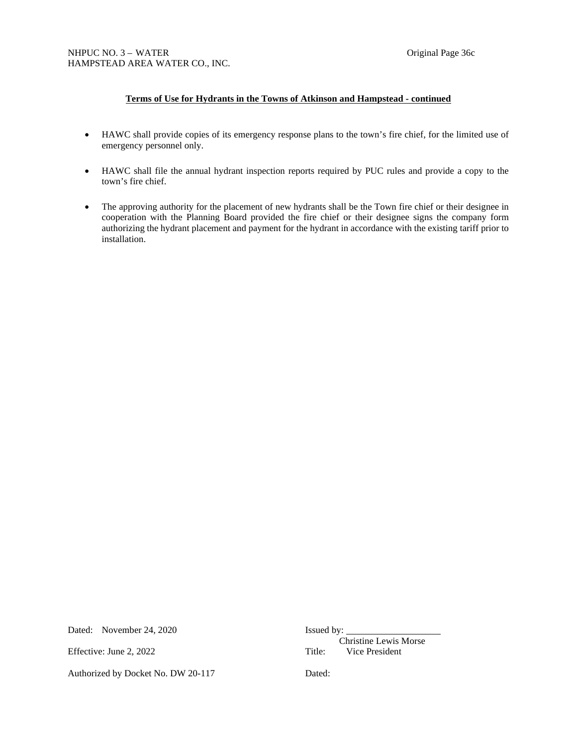**Terms of Use for Hydrants in the Towns of Atkinson and Hampstead - continued**

- HAWC shall provide copies of its emergency response plans to the town's fire chief, for the limited use of emergency personnel only.

- HAWC shall file the annual hydrant inspection reports required by PUC rules and provide a copy to the town's fire chief.

- The approving authority for the placement of new hydrants shall be the Town fire chief or their designee in cooperation with the Planning Board provided the fire chief or their designee signs the company form authorizing the hydrant placement and payment for the hydrant in accordance with the existing tariff prior to installation.

Dated: November 24, 2020

Effective: June 2, 2022

Authorized by Docket No. DW 20-117

Issued by: \_\_\_\_\_\_\_\_\_\_\_\_\_\_\_\_\_\_\_\_
Christine Lewis Morse

Title: Vice President

Dated: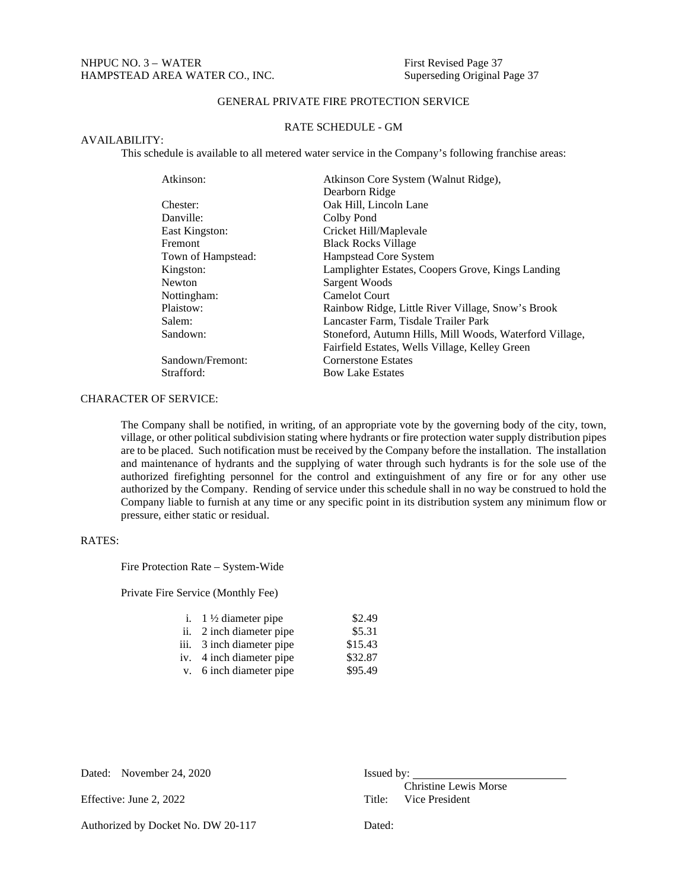NHPUC NO. 3 – WATER
HAMPSTEAD AREA WATER CO., INC.

First Revised Page 37
Superseding Original Page 37

## GENERAL PRIVATE FIRE PROTECTION SERVICE

### RATE SCHEDULE - GM

AVAILABILITY:

This schedule is available to all metered water service in the Company's following franchise areas:

| | |
|---|---|
| Atkinson: | Atkinson Core System (Walnut Ridge), Dearborn Ridge |
| Chester: | Oak Hill, Lincoln Lane |
| Danville: | Colby Pond |
| East Kingston: | Cricket Hill/Maplevale |
| Fremont | Black Rocks Village |
| Town of Hampstead: | Hampstead Core System |
| Kingston: | Lamplighter Estates, Coopers Grove, Kings Landing |
| Newton | Sargent Woods |
| Nottingham: | Camelot Court |
| Plaistow: | Rainbow Ridge, Little River Village, Snow's Brook |
| Salem: | Lancaster Farm, Tisdale Trailer Park |
| Sandown: | Stoneford, Autumn Hills, Mill Woods, Waterford Village, Fairfield Estates, Wells Village, Kelley Green |
| Sandown/Fremont: | Cornerstone Estates |
| Strafford: | Bow Lake Estates |

CHARACTER OF SERVICE:

The Company shall be notified, in writing, of an appropriate vote by the governing body of the city, town, village, or other political subdivision stating where hydrants or fire protection water supply distribution pipes are to be placed. Such notification must be received by the Company before the installation. The installation and maintenance of hydrants and the supplying of water through such hydrants is for the sole use of the authorized firefighting personnel for the control and extinguishment of any fire or for any other use authorized by the Company. Rending of service under this schedule shall in no way be construed to hold the Company liable to furnish at any time or any specific point in its distribution system any minimum flow or pressure, either static or residual.

RATES:

Fire Protection Rate – System-Wide

Private Fire Service (Monthly Fee)

| | |
|---|---|
| i. 1 ½ diameter pipe | $2.49 |
| ii. 2 inch diameter pipe | $5.31 |
| iii. 3 inch diameter pipe | $15.43 |
| iv. 4 inch diameter pipe | $32.87 |
| v. 6 inch diameter pipe | $95.49 |

Dated: November 24, 2020

Effective: June 2, 2022

Authorized by Docket No. DW 20-117

Issued by: ___________________________
Christine Lewis Morse
Title: Vice President

Dated: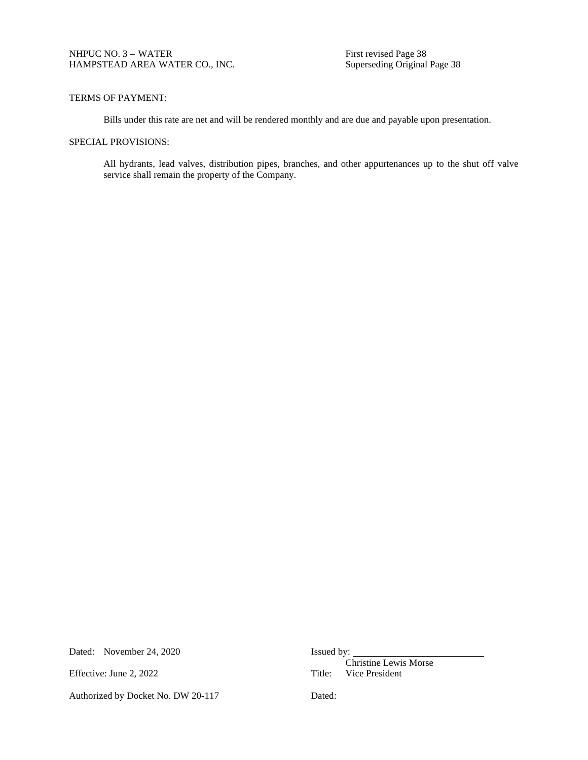TERMS OF PAYMENT:

Bills under this rate are net and will be rendered monthly and are due and payable upon presentation.

SPECIAL PROVISIONS:

All hydrants, lead valves, distribution pipes, branches, and other appurtenances up to the shut off valve service shall remain the property of the Company.

Dated: November 24, 2020

Effective: June 2, 2022

Authorized by Docket No. DW 20-117

Issued by: ___________________________
Christine Lewis Morse
Title: Vice President

Dated: